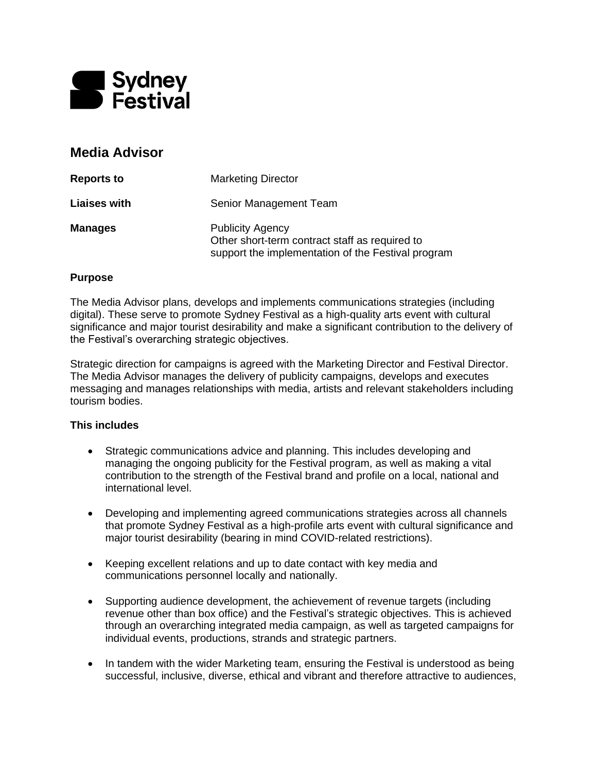Sydney Festival

# Media Advisor

| | |
|---|---|
| **Reports to** | Marketing Director |
| **Liaises with** | Senior Management Team |
| **Manages** | Publicity Agency<br>Other short-term contract staff as required to support the implementation of the Festival program |

**Purpose**

The Media Advisor plans, develops and implements communications strategies (including digital). These serve to promote Sydney Festival as a high-quality arts event with cultural significance and major tourist desirability and make a significant contribution to the delivery of the Festival's overarching strategic objectives.

Strategic direction for campaigns is agreed with the Marketing Director and Festival Director. The Media Advisor manages the delivery of publicity campaigns, develops and executes messaging and manages relationships with media, artists and relevant stakeholders including tourism bodies.

**This includes**

- Strategic communications advice and planning. This includes developing and managing the ongoing publicity for the Festival program, as well as making a vital contribution to the strength of the Festival brand and profile on a local, national and international level.

- Developing and implementing agreed communications strategies across all channels that promote Sydney Festival as a high-profile arts event with cultural significance and major tourist desirability (bearing in mind COVID-related restrictions).

- Keeping excellent relations and up to date contact with key media and communications personnel locally and nationally.

- Supporting audience development, the achievement of revenue targets (including revenue other than box office) and the Festival's strategic objectives. This is achieved through an overarching integrated media campaign, as well as targeted campaigns for individual events, productions, strands and strategic partners.

- In tandem with the wider Marketing team, ensuring the Festival is understood as being successful, inclusive, diverse, ethical and vibrant and therefore attractive to audiences,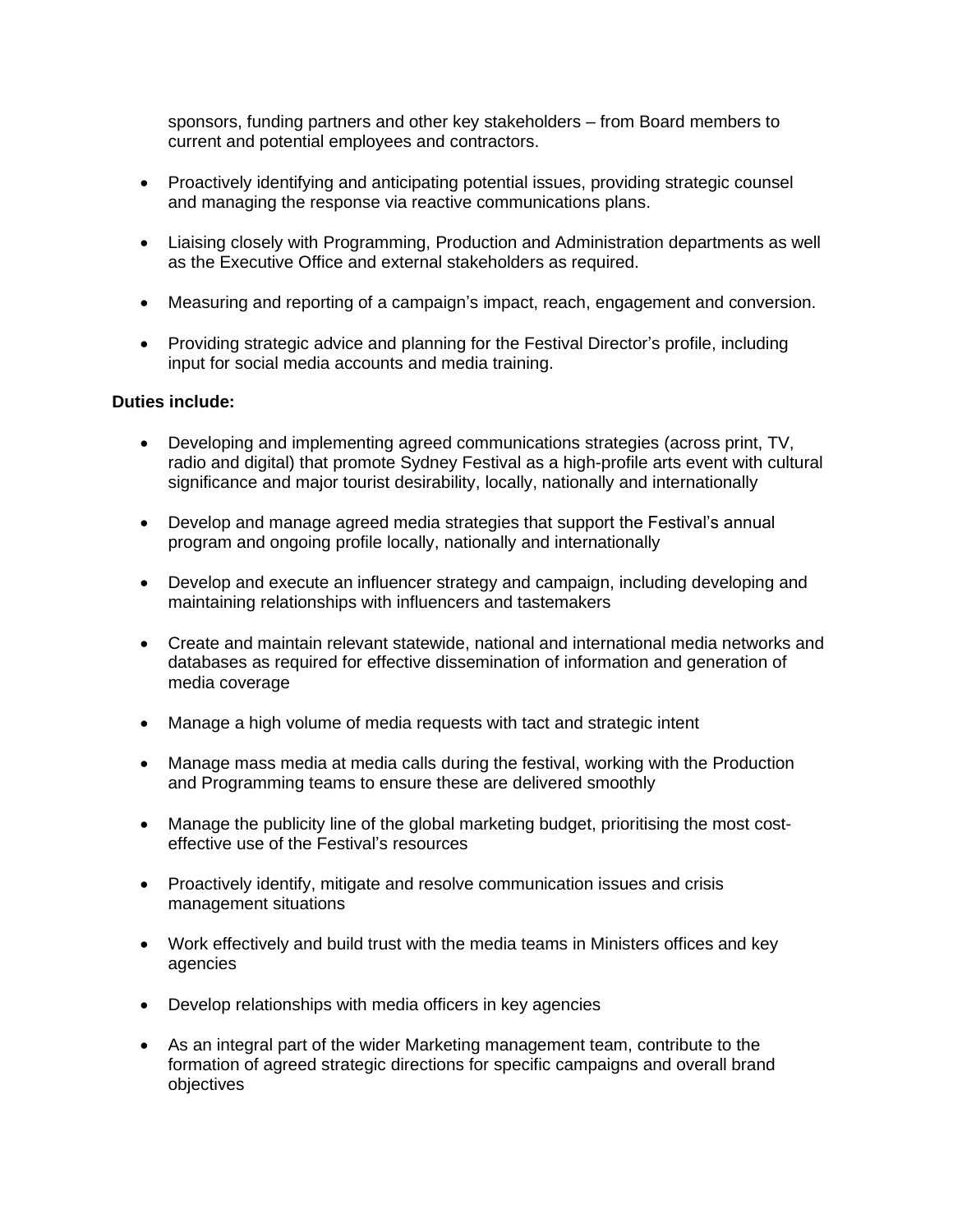sponsors, funding partners and other key stakeholders – from Board members to current and potential employees and contractors.

- Proactively identifying and anticipating potential issues, providing strategic counsel and managing the response via reactive communications plans.

- Liaising closely with Programming, Production and Administration departments as well as the Executive Office and external stakeholders as required.

- Measuring and reporting of a campaign's impact, reach, engagement and conversion.

- Providing strategic advice and planning for the Festival Director's profile, including input for social media accounts and media training.

**Duties include:**

- Developing and implementing agreed communications strategies (across print, TV, radio and digital) that promote Sydney Festival as a high-profile arts event with cultural significance and major tourist desirability, locally, nationally and internationally

- Develop and manage agreed media strategies that support the Festival's annual program and ongoing profile locally, nationally and internationally

- Develop and execute an influencer strategy and campaign, including developing and maintaining relationships with influencers and tastemakers

- Create and maintain relevant statewide, national and international media networks and databases as required for effective dissemination of information and generation of media coverage

- Manage a high volume of media requests with tact and strategic intent

- Manage mass media at media calls during the festival, working with the Production and Programming teams to ensure these are delivered smoothly

- Manage the publicity line of the global marketing budget, prioritising the most cost-effective use of the Festival's resources

- Proactively identify, mitigate and resolve communication issues and crisis management situations

- Work effectively and build trust with the media teams in Ministers offices and key agencies

- Develop relationships with media officers in key agencies

- As an integral part of the wider Marketing management team, contribute to the formation of agreed strategic directions for specific campaigns and overall brand objectives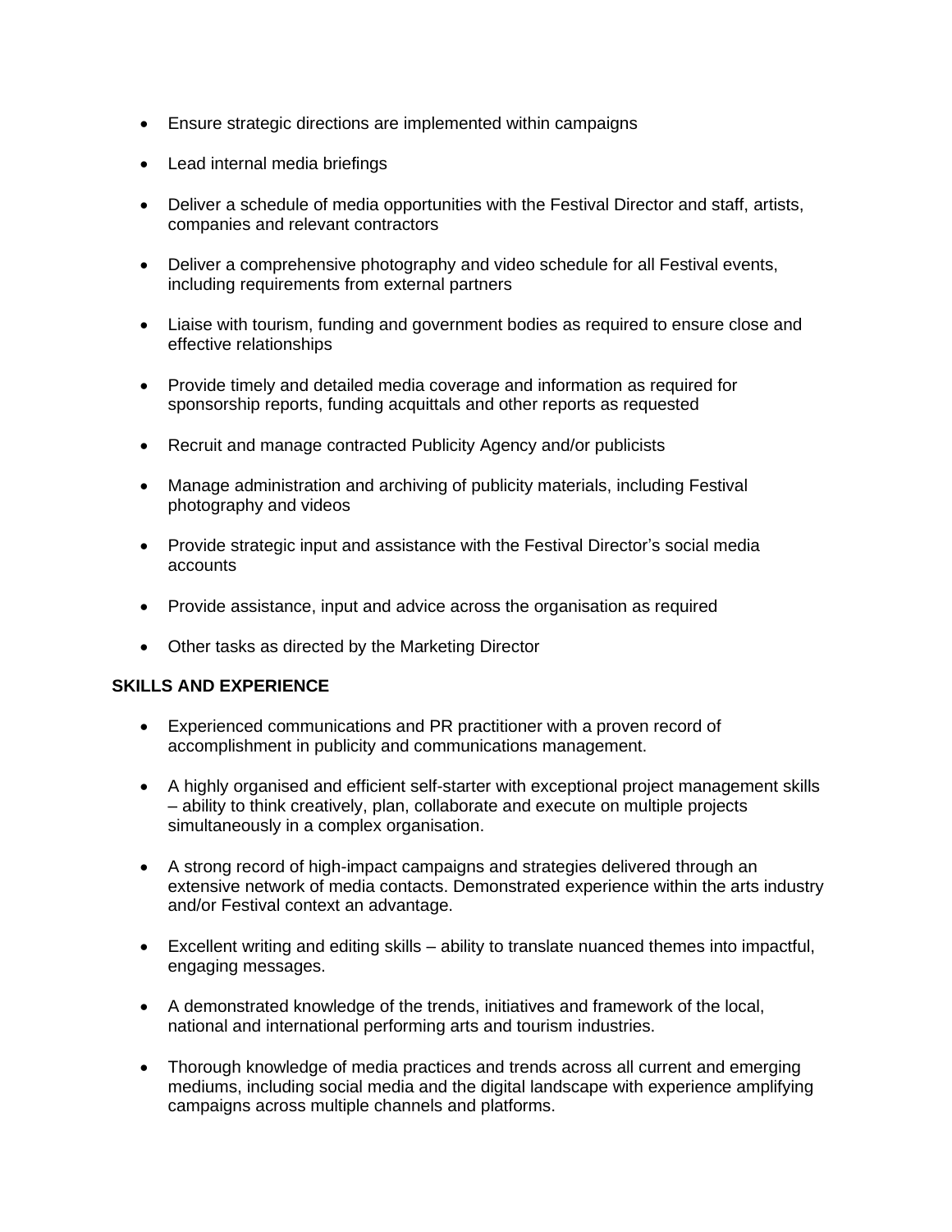- Ensure strategic directions are implemented within campaigns
- Lead internal media briefings
- Deliver a schedule of media opportunities with the Festival Director and staff, artists, companies and relevant contractors
- Deliver a comprehensive photography and video schedule for all Festival events, including requirements from external partners
- Liaise with tourism, funding and government bodies as required to ensure close and effective relationships
- Provide timely and detailed media coverage and information as required for sponsorship reports, funding acquittals and other reports as requested
- Recruit and manage contracted Publicity Agency and/or publicists
- Manage administration and archiving of publicity materials, including Festival photography and videos
- Provide strategic input and assistance with the Festival Director's social media accounts
- Provide assistance, input and advice across the organisation as required
- Other tasks as directed by the Marketing Director

**SKILLS AND EXPERIENCE**

- Experienced communications and PR practitioner with a proven record of accomplishment in publicity and communications management.
- A highly organised and efficient self-starter with exceptional project management skills – ability to think creatively, plan, collaborate and execute on multiple projects simultaneously in a complex organisation.
- A strong record of high-impact campaigns and strategies delivered through an extensive network of media contacts. Demonstrated experience within the arts industry and/or Festival context an advantage.
- Excellent writing and editing skills – ability to translate nuanced themes into impactful, engaging messages.
- A demonstrated knowledge of the trends, initiatives and framework of the local, national and international performing arts and tourism industries.
- Thorough knowledge of media practices and trends across all current and emerging mediums, including social media and the digital landscape with experience amplifying campaigns across multiple channels and platforms.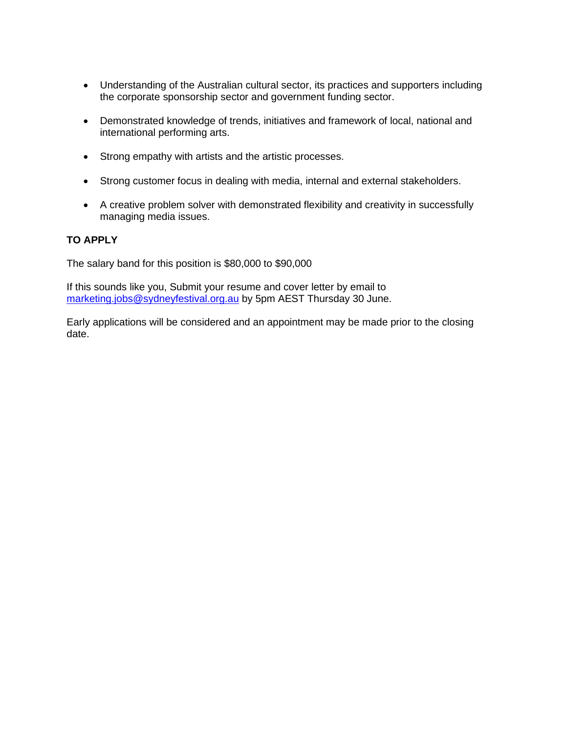- Understanding of the Australian cultural sector, its practices and supporters including the corporate sponsorship sector and government funding sector.
- Demonstrated knowledge of trends, initiatives and framework of local, national and international performing arts.
- Strong empathy with artists and the artistic processes.
- Strong customer focus in dealing with media, internal and external stakeholders.
- A creative problem solver with demonstrated flexibility and creativity in successfully managing media issues.

**TO APPLY**

The salary band for this position is $80,000 to $90,000

If this sounds like you, Submit your resume and cover letter by email to marketing.jobs@sydneyfestival.org.au by 5pm AEST Thursday 30 June.

Early applications will be considered and an appointment may be made prior to the closing date.